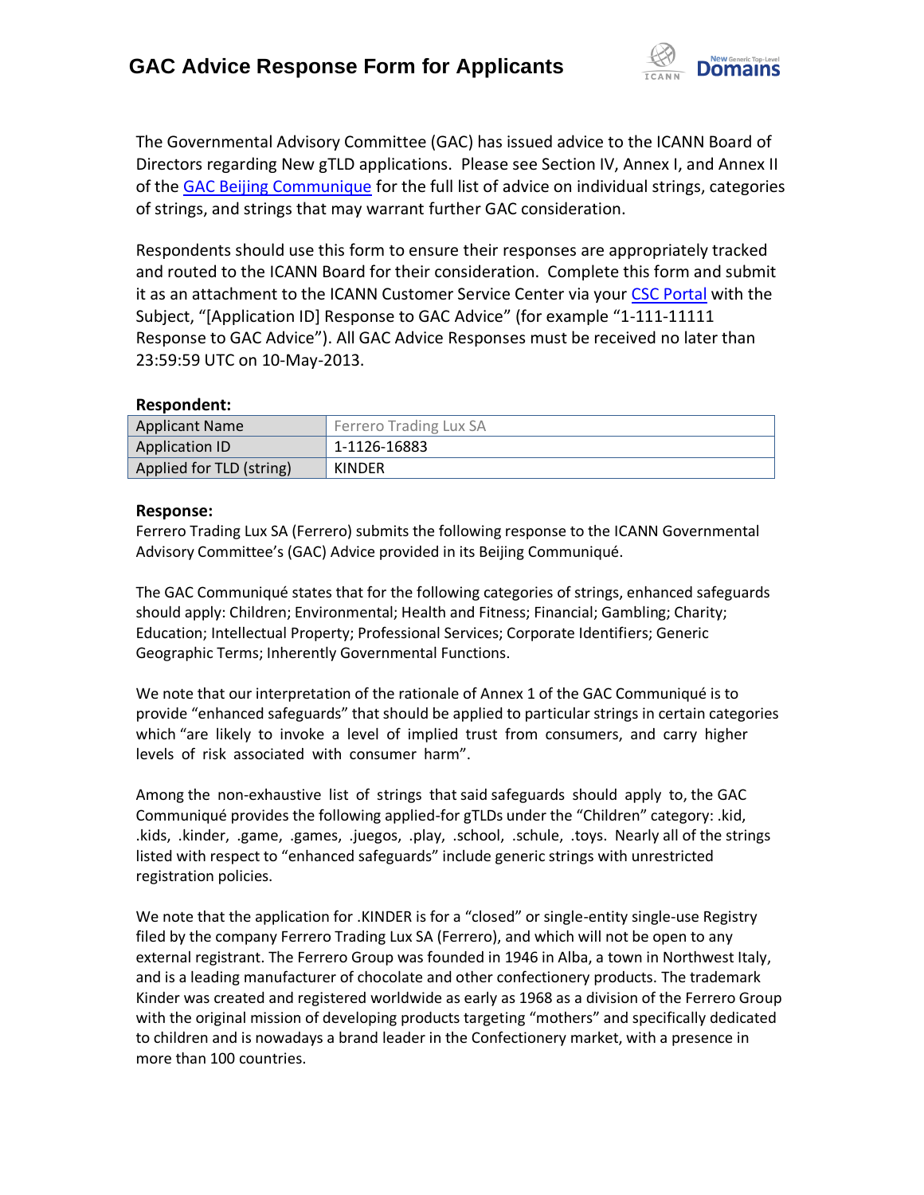# GAC Advice Response Form for Applicants

The Governmental Advisory Committee (GAC) has issued advice to the ICANN Board of Directors regarding New gTLD applications. Please see Section IV, Annex I, and Annex II of the GAC Beijing Communique for the full list of advice on individual strings, categories of strings, and strings that may warrant further GAC consideration.

Respondents should use this form to ensure their responses are appropriately tracked and routed to the ICANN Board for their consideration. Complete this form and submit it as an attachment to the ICANN Customer Service Center via your CSC Portal with the Subject, "[Application ID] Response to GAC Advice" (for example "1-111-11111 Response to GAC Advice"). All GAC Advice Responses must be received no later than 23:59:59 UTC on 10-May-2013.

**Respondent:**

| | |
|---|---|
| Applicant Name | Ferrero Trading Lux SA |
| Application ID | 1-1126-16883 |
| Applied for TLD (string) | KINDER |

**Response:**

Ferrero Trading Lux SA (Ferrero) submits the following response to the ICANN Governmental Advisory Committee's (GAC) Advice provided in its Beijing Communiqué.

The GAC Communiqué states that for the following categories of strings, enhanced safeguards should apply: Children; Environmental; Health and Fitness; Financial; Gambling; Charity; Education; Intellectual Property; Professional Services; Corporate Identifiers; Generic Geographic Terms; Inherently Governmental Functions.

We note that our interpretation of the rationale of Annex 1 of the GAC Communiqué is to provide "enhanced safeguards" that should be applied to particular strings in certain categories which "are likely to invoke a level of implied trust from consumers, and carry higher levels of risk associated with consumer harm".

Among the non-exhaustive list of strings that said safeguards should apply to, the GAC Communiqué provides the following applied-for gTLDs under the "Children" category: .kid, .kids, .kinder, .game, .games, .juegos, .play, .school, .schule, .toys. Nearly all of the strings listed with respect to "enhanced safeguards" include generic strings with unrestricted registration policies.

We note that the application for .KINDER is for a "closed" or single-entity single-use Registry filed by the company Ferrero Trading Lux SA (Ferrero), and which will not be open to any external registrant. The Ferrero Group was founded in 1946 in Alba, a town in Northwest Italy, and is a leading manufacturer of chocolate and other confectionery products. The trademark Kinder was created and registered worldwide as early as 1968 as a division of the Ferrero Group with the original mission of developing products targeting "mothers" and specifically dedicated to children and is nowadays a brand leader in the Confectionery market, with a presence in more than 100 countries.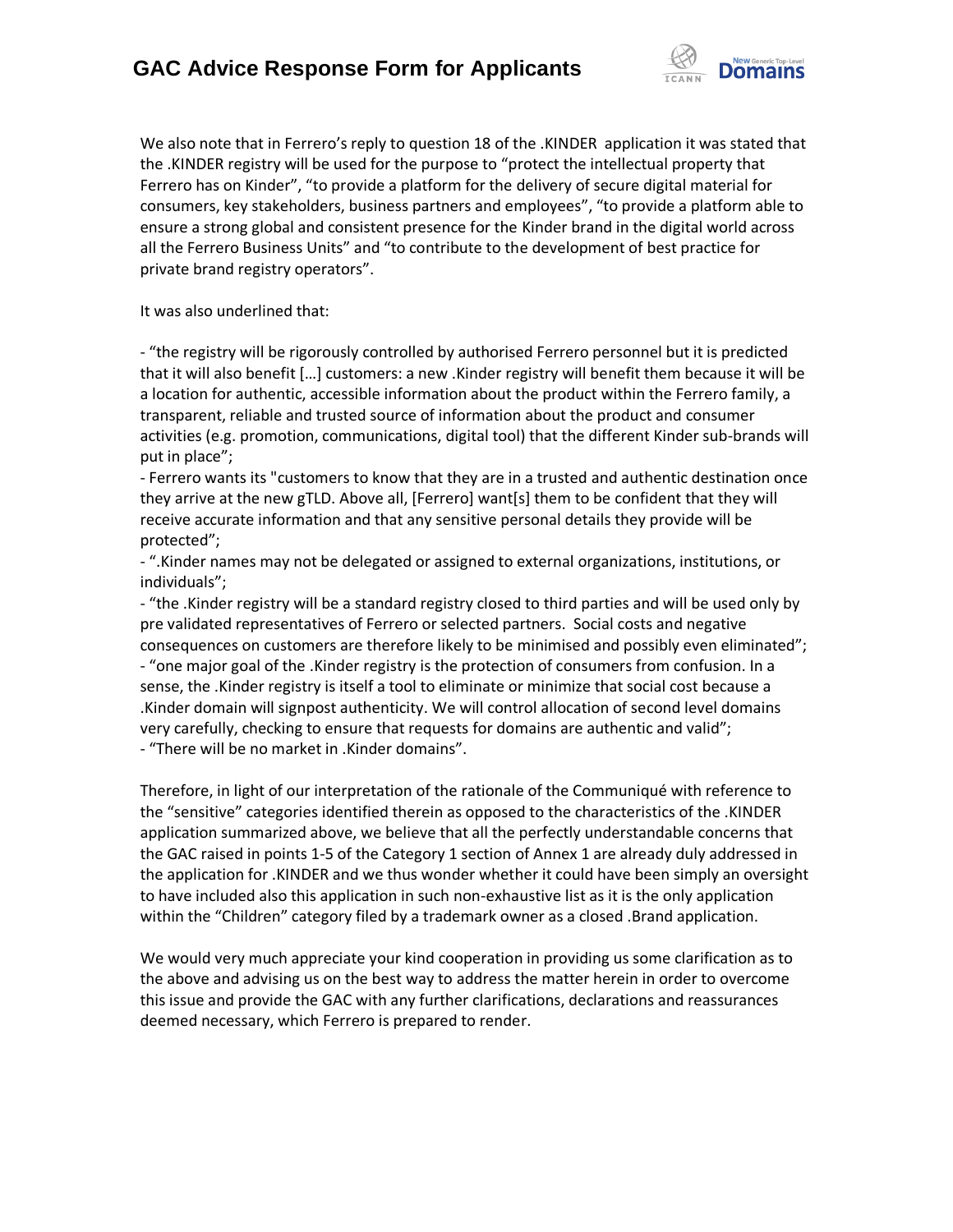We also note that in Ferrero's reply to question 18 of the .KINDER application it was stated that the .KINDER registry will be used for the purpose to "protect the intellectual property that Ferrero has on Kinder", "to provide a platform for the delivery of secure digital material for consumers, key stakeholders, business partners and employees", "to provide a platform able to ensure a strong global and consistent presence for the Kinder brand in the digital world across all the Ferrero Business Units" and "to contribute to the development of best practice for private brand registry operators".

It was also underlined that:

- "the registry will be rigorously controlled by authorised Ferrero personnel but it is predicted that it will also benefit […] customers: a new .Kinder registry will benefit them because it will be a location for authentic, accessible information about the product within the Ferrero family, a transparent, reliable and trusted source of information about the product and consumer activities (e.g. promotion, communications, digital tool) that the different Kinder sub-brands will put in place";
- Ferrero wants its "customers to know that they are in a trusted and authentic destination once they arrive at the new gTLD. Above all, [Ferrero] want[s] them to be confident that they will receive accurate information and that any sensitive personal details they provide will be protected";
- ".Kinder names may not be delegated or assigned to external organizations, institutions, or individuals";
- "the .Kinder registry will be a standard registry closed to third parties and will be used only by pre validated representatives of Ferrero or selected partners. Social costs and negative consequences on customers are therefore likely to be minimised and possibly even eliminated";
- "one major goal of the .Kinder registry is the protection of consumers from confusion. In a sense, the .Kinder registry is itself a tool to eliminate or minimize that social cost because a .Kinder domain will signpost authenticity. We will control allocation of second level domains very carefully, checking to ensure that requests for domains are authentic and valid";
- "There will be no market in .Kinder domains".

Therefore, in light of our interpretation of the rationale of the Communiqué with reference to the "sensitive" categories identified therein as opposed to the characteristics of the .KINDER application summarized above, we believe that all the perfectly understandable concerns that the GAC raised in points 1-5 of the Category 1 section of Annex 1 are already duly addressed in the application for .KINDER and we thus wonder whether it could have been simply an oversight to have included also this application in such non-exhaustive list as it is the only application within the "Children" category filed by a trademark owner as a closed .Brand application.

We would very much appreciate your kind cooperation in providing us some clarification as to the above and advising us on the best way to address the matter herein in order to overcome this issue and provide the GAC with any further clarifications, declarations and reassurances deemed necessary, which Ferrero is prepared to render.